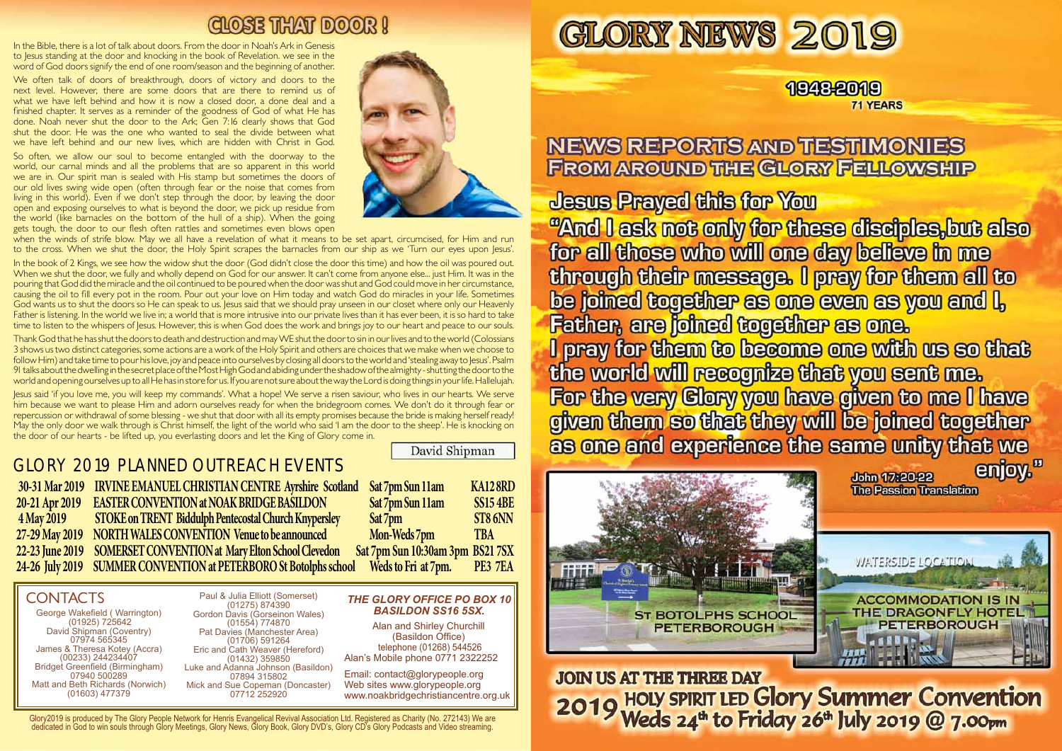# CLOSE THAT DOOR !

In the Bible, there is a lot of talk about doors. From the door in Noah's Ark in Genesis to Jesus standing at the door and knocking in the book of Revelation. we see in the word of God doors signify the end of one room/season and the beginning of another.

We often talk of doors of breakthrough, doors of victory and doors to the next level. However, there are some doors that are there to remind us of what we have left behind and how it is now a closed door, a done deal and a finished chapter. It serves as a reminder of the goodness of God of what He has done. Noah never shut the door to the Ark; Gen 7:16 clearly shows that God shut the door. He was the one who wanted to seal the divide between what we have left behind and our new lives, which are hidden with Christ in God.

So often, we allow our soul to become entangled with the doorway to the world, our carnal minds and all the problems that are so apparent in this world we are in. Our spirit man is sealed with His stamp but sometimes the doors of our old lives swing wide open (often through fear or the noise that comes from living in this world). Even if we don't step through the door, by leaving the door open and exposing ourselves to what is beyond the door, we pick up residue from the world (like barnacles on the bottom of the hull of a ship). When the going gets tough, the door to our flesh often rattles and sometimes even blows open when the winds of strife blow. May we all have a revelation of what it means to be set apart, circumcised, for Him and run to the cross. When we shut the door, the Holy Spirit scrapes the barnacles from our ship as we 'Turn our eyes upon Jesus'.

In the book of 2 Kings, we see how the widow shut the door (God didn't close the door this time) and how the oil was poured out. When we shut the door, we fully and wholly depend on God for our answer. It can't come from anyone else... just Him. It was in the pouring that God did the miracle and the oil continued to be poured when the door was shut and God could move in her circumstance, causing the oil to fill every pot in the room. Pour out your love on Him today and watch God do miracles in your life. Sometimes God wants us to shut the doors so He can speak to us. Jesus said that we should pray unseen in our closet where only our Heavenly Father is listening. In the world we live in; a world that is more intrusive into our private lives than it has ever been, it is so hard to take time to listen to the whispers of Jesus. However, this is when God does the work and brings joy to our heart and peace to our souls.

Thank God that he has shut the doors to death and destruction and may WE shut the door to sin in our lives and to the world (Colossians 3 shows us two distinct categories, some actions are a work of the Holy Spirit and others are choices that we make when we choose to follow Him) and take time to pour his love, joy and peace into ourselves by closing all doors to the world and 'stealing away to Jesus'. Psalm 91 talks about the dwelling in the secret place of the Most High God and abiding under the shadow of the almighty - shutting the door to the world and opening ourselves up to all He has in store for us. If you are not sure about the way the Lord is doing things in your life. Hallelujah.

Jesus said 'if you love me, you will keep my commands'. What a hope! We serve a risen saviour, who lives in our hearts. We serve him because we want to please Him and adorn ourselves ready for when the bridegroom comes. We don't do it through fear or repercussion or withdrawal of some blessing - we shut that door with all its empty promises because the bride is making herself ready! May the only door we walk through is Christ himself, the light of the world who said 'I am the door to the sheep'. He is knocking on the door of our hearts - be lifted up, you everlasting doors and let the King of Glory come in.

David Shipman

## GLORY 2019 PLANNED OUTREACH EVENTS

| | | | |
|---|---|---|---|
| 30-31 Mar 2019 | IRVINE EMANUEL CHRISTIAN CENTRE Ayrshire Scotland | Sat 7pm Sun 11am | KA12 8RD |
| 20-21 Apr 2019 | EASTER CONVENTION at NOAK BRIDGE BASILDON | Sat 7pm Sun 11am | SS15 4BE |
| 4 May 2019 | STOKE on TRENT Biddulph Pentecostal Church Knypersley | Sat 7pm | ST8 6NN |
| 27-29 May 2019 | NORTH WALES CONVENTION Venue to be announced | Mon-Weds 7pm | TBA |
| 22-23 June 2019 | SOMERSET CONVENTION at Mary Elton School Clevedon | Sat 7pm Sun 10:30am 3pm | BS21 7SX |
| 24-26 July 2019 | SUMMER CONVENTION at PETERBORO St Botolphs school | Weds to Fri at 7pm. | PE3 7EA |

## CONTACTS

George Wakefield (Warrington) (01925) 725642
David Shipman (Coventry) 07974 565345
James & Theresa Kotey (Accra) (00233) 244234407
Bridget Greenfield (Birmingham) 07940 500289
Matt and Beth Richards (Norwich) (01603) 477379

Paul & Julia Elliott (Somerset) (01275) 874390
Gordon Davis (Gorseinon Wales) (01554) 774870
Pat Davies (Manchester Area) (01706) 591264
Eric and Cath Weaver (Hereford) (01432) 359850
Luke and Adanna Johnson (Basildon) 07894 315802
Mick and Sue Copeman (Doncaster) 07712 252920

***THE GLORY OFFICE PO BOX 10 BASILDON SS16 5SX.***

Alan and Shirley Churchill (Basildon Office)
telephone (01268) 544526
Alan's Mobile phone 0771 2322252

Email: contact@glorypeople.org
Web sites www.glorypeople.org
www.noakbridgechristiancentre.org.uk

Glory2019 is produced by The Glory People Network for Henris Evangelical Revival Association Ltd. Registered as Charity (No. 272143) We are dedicated in God to win souls through Glory Meetings, Glory News, Glory Book, Glory DVD's, Glory CD's Glory Podcasts and Video streaming.

# GLORY NEWS 2019

**1948-2019**
**71 YEARS**

## NEWS REPORTS AND TESTIMONIES FROM AROUND THE GLORY FELLOWSHIP

### Jesus Prayed this for You

"And I ask not only for these disciples,but also for all those who will one day believe in me through their message. I pray for them all to be joined together as one even as you and I, Father, are joined together as one.
I pray for them to become one with us so that the world will recognize that you sent me.
For the very Glory you have given to me I have given them so that they will be joined together as one and experience the same unity that we enjoy."

John 17:20-22
The Passion Translation

ST BOTOLPHS SCHOOL PETERBOROUGH

WATERSIDE LOCATION
ACCOMMODATION IS IN THE DRAGONFLY HOTEL PETERBOROUGH

**JOIN US AT THE THREE DAY 2019 HOLY SPIRIT LED Glory Summer Convention Weds 24th to Friday 26th July 2019 @ 7.00pm**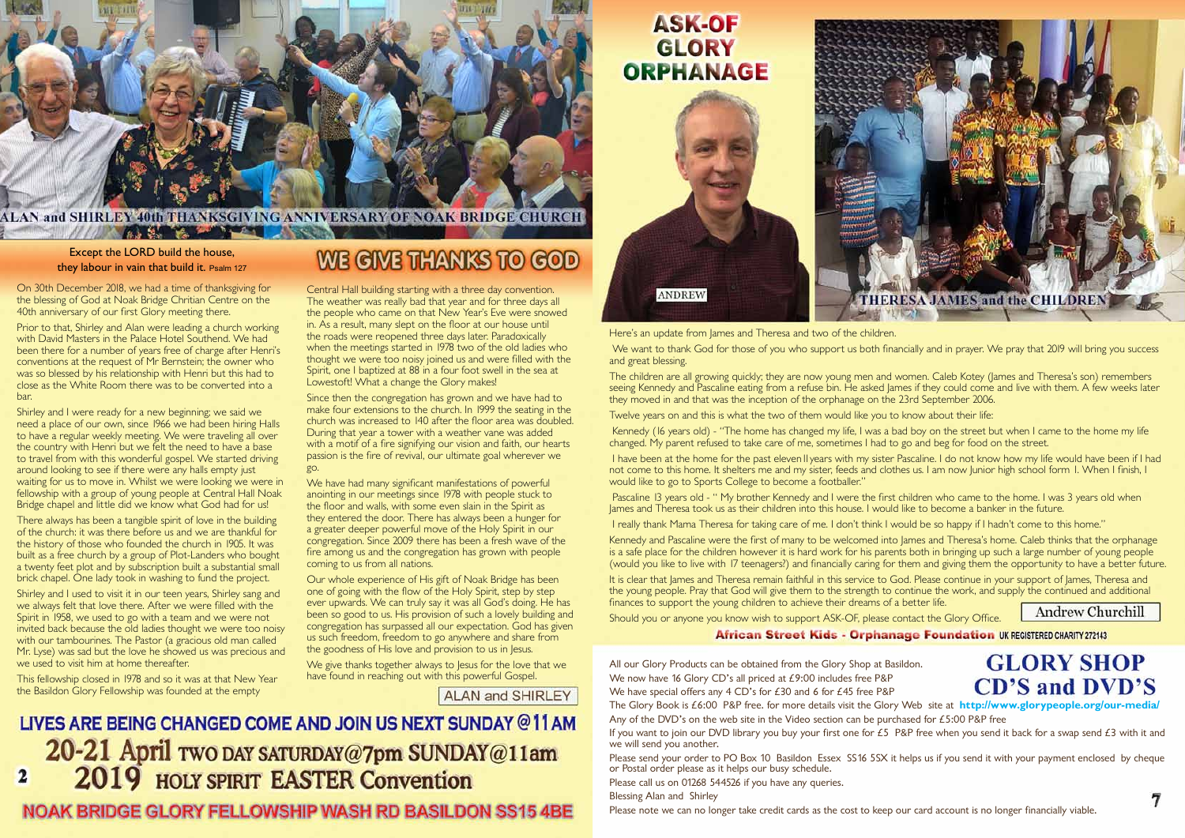ALAN and SHIRLEY 40th THANKSGIVING ANNIVERSARY OF NOAK BRIDGE CHURCH

Except the LORD build the house, they labour in vain that build it. Psalm 127

# WE GIVE THANKS TO GOD

On 30th December 2018, we had a time of thanksgiving for the blessing of God at Noak Bridge Chritian Centre on the 40th anniversary of our first Glory meeting there.

Prior to that, Shirley and Alan were leading a church working with David Masters in the Palace Hotel Southend. We had been there for a number of years free of charge after Henri's conventions at the request of Mr Bernstein; the owner who was so blessed by his relationship with Henri but this had to close as the White Room there was to be converted into a bar.

Shirley and I were ready for a new beginning; we said we need a place of our own, since 1966 we had been hiring Halls to have a regular weekly meeting. We were traveling all over the country with Henri but we felt the need to have a base to travel from with this wonderful gospel. We started driving around looking to see if there were any halls empty just waiting for us to move in. Whilst we were looking we were in fellowship with a group of young people at Central Hall Noak Bridge chapel and little did we know what God had for us!

There always has been a tangible spirit of love in the building of the church: it was there before us and we are thankful for the history of those who founded the church in 1905. It was built as a free church by a group of Plot-Landers who bought a twenty feet plot and by subscription built a substantial small brick chapel. One lady took in washing to fund the project.

Shirley and I used to visit it in our teen years, Shirley sang and we always felt that love there. After we were filled with the Spirit in 1958, we used to go with a team and we were not invited back because the old ladies thought we were too noisy with our tambourines. The Pastor (a gracious old man called Mr. Lyse) was sad but the love he showed us was precious and we used to visit him at home thereafter.

This fellowship closed in 1978 and so it was at that New Year the Basildon Glory Fellowship was founded at the empty Central Hall building starting with a three day convention. The weather was really bad that year and for three days all the people who came on that New Year's Eve were snowed in. As a result, many slept on the floor at our house until the roads were reopened three days later. Paradoxically when the meetings started in 1978 two of the old ladies who thought we were too noisy joined us and were filled with the Spirit, one I baptized at 88 in a four foot swell in the sea at Lowestoft! What a change the Glory makes!

Since then the congregation has grown and we have had to make four extensions to the church. In 1999 the seating in the church was increased to 140 after the floor area was doubled. During that year a tower with a weather vane was added with a motif of a fire signifying our vision and faith, our hearts passion is the fire of revival, our ultimate goal wherever we go.

We have had many significant manifestations of powerful anointing in our meetings since 1978 with people stuck to the floor and walls, with some even slain in the Spirit as they entered the door. There has always been a hunger for a greater deeper powerful move of the Holy Spirit in our congregation. Since 2009 there has been a fresh wave of the fire among us and the congregation has grown with people coming to us from all nations.

Our whole experience of His gift of Noak Bridge has been one of going with the flow of the Holy Spirit, step by step ever upwards. We can truly say it was all God's doing. He has been so good to us. His provision of such a lovely building and congregation has surpassed all our expectation. God has given us such freedom, freedom to go anywhere and share from the goodness of His love and provision to us in Jesus.

We give thanks together always to Jesus for the love that we have found in reaching out with this powerful Gospel.

ALAN and SHIRLEY

**LIVES ARE BEING CHANGED COME AND JOIN US NEXT SUNDAY @11AM**

**20-21 April TWO DAY SATURDAY@7pm SUNDAY@11am**
**2019 HOLY SPIRIT EASTER Convention**

**NOAK BRIDGE GLORY FELLOWSHIP WASH RD BASILDON SS15 4BE**

# ASK-OF GLORY ORPHANAGE

ANDREW

THERESA JAMES and the CHILDREN

Here's an update from James and Theresa and two of the children.

We want to thank God for those of you who support us both financially and in prayer. We pray that 2019 will bring you success and great blessing.

The children are all growing quickly; they are now young men and women. Caleb Kotey (James and Theresa's son) remembers seeing Kennedy and Pascaline eating from a refuse bin. He asked James if they could come and live with them. A few weeks later they moved in and that was the inception of the orphanage on the 23rd September 2006.

Twelve years on and this is what the two of them would like you to know about their life:

Kennedy (16 years old) - "The home has changed my life, I was a bad boy on the street but when I came to the home my life changed. My parent refused to take care of me, sometimes I had to go and beg for food on the street.

I have been at the home for the past eleven 11years with my sister Pascaline. I do not know how my life would have been if I had not come to this home. It shelters me and my sister, feeds and clothes us. I am now Junior high school form 1. When I finish, I would like to go to Sports College to become a footballer."

Pascaline 13 years old - " My brother Kennedy and I were the first children who came to the home. I was 3 years old when James and Theresa took us as their children into this house. I would like to become a banker in the future.

I really thank Mama Theresa for taking care of me. I don't think I would be so happy if I hadn't come to this home."

Kennedy and Pascaline were the first of many to be welcomed into James and Theresa's home. Caleb thinks that the orphanage is a safe place for the children however it is hard work for his parents both in bringing up such a large number of young people (would you like to live with 17 teenagers?) and financially caring for them and giving them the opportunity to have a better future.

It is clear that James and Theresa remain faithful in this service to God. Please continue in your support of James, Theresa and the young people. Pray that God will give them to the strength to continue the work, and supply the continued and additional finances to support the young children to achieve their dreams of a better life.

Should you or anyone you know wish to support ASK-OF, please contact the Glory Office.

Andrew Churchill

**African Street Kids - Orphanage Foundation** UK REGISTERED CHARITY 272143

# GLORY SHOP CD'S and DVD'S

All our Glory Products can be obtained from the Glory Shop at Basildon.

We now have 16 Glory CD's all priced at £9:00 includes free P&P

We have special offers any 4 CD's for £30 and 6 for £45 free P&P

The Glory Book is £6:00 P&P free. for more details visit the Glory Web site at **http://www.glorypeople.org/our-media/**

Any of the DVD's on the web site in the Video section can be purchased for £5:00 P&P free

If you want to join our DVD library you buy your first one for £5 P&P free when you send it back for a swap send £3 with it and we will send you another.

Please send your order to PO Box 10 Basildon Essex SS16 5SX it helps us if you send it with your payment enclosed by cheque or Postal order please as it helps our busy schedule.

Please call us on 01268 544526 if you have any queries.

Blessing Alan and Shirley

Please note we can no longer take credit cards as the cost to keep our card account is no longer financially viable.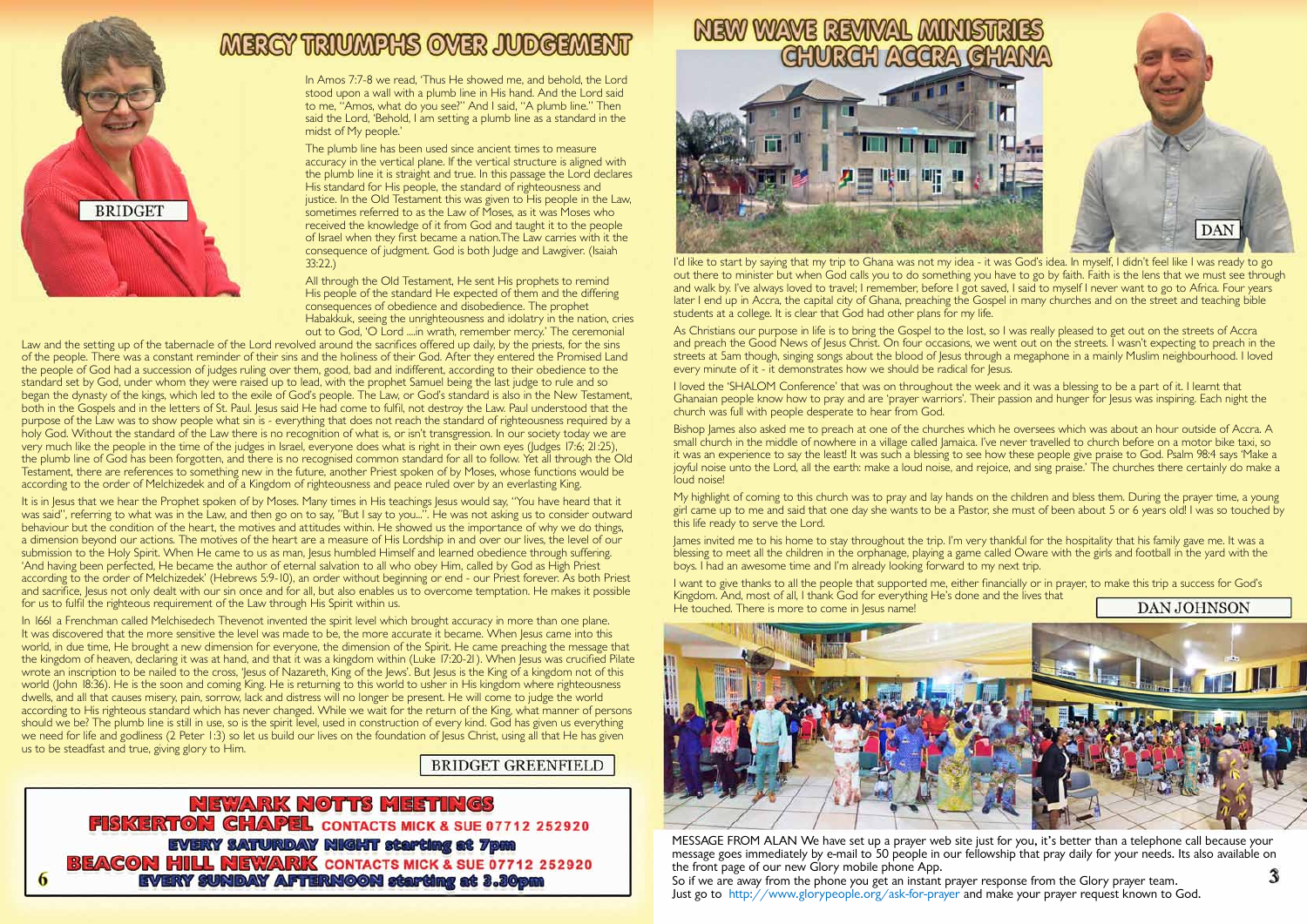# MERCY TRIUMPHS OVER JUDGEMENT

BRIDGET

In Amos 7:7-8 we read, 'Thus He showed me, and behold, the Lord stood upon a wall with a plumb line in His hand. And the Lord said to me, "Amos, what do you see?" And I said, "A plumb line." Then said the Lord, 'Behold, I am setting a plumb line as a standard in the midst of My people.'

The plumb line has been used since ancient times to measure accuracy in the vertical plane. If the vertical structure is aligned with the plumb line it is straight and true. In this passage the Lord declares His standard for His people, the standard of righteousness and justice. In the Old Testament this was given to His people in the Law, sometimes referred to as the Law of Moses, as it was Moses who received the knowledge of it from God and taught it to the people of Israel when they first became a nation.The Law carries with it the consequence of judgment. God is both Judge and Lawgiver. (Isaiah 33:22.)

All through the Old Testament, He sent His prophets to remind His people of the standard He expected of them and the differing consequences of obedience and disobedience. The prophet Habakkuk, seeing the unrighteousness and idolatry in the nation, cries out to God, 'O Lord ....in wrath, remember mercy.' The ceremonial Law and the setting up of the tabernacle of the Lord revolved around the sacrifices offered up daily, by the priests, for the sins of the people. There was a constant reminder of their sins and the holiness of their God. After they entered the Promised Land the people of God had a succession of judges ruling over them, good, bad and indifferent, according to their obedience to the standard set by God, under whom they were raised up to lead, with the prophet Samuel being the last judge to rule and so began the dynasty of the kings, which led to the exile of God's people. The Law, or God's standard is also in the New Testament, both in the Gospels and in the letters of St. Paul. Jesus said He had come to fulfil, not destroy the Law. Paul understood that the purpose of the Law was to show people what sin is - everything that does not reach the standard of righteousness required by a holy God. Without the standard of the Law there is no recognition of what is, or isn't transgression. In our society today we are very much like the people in the time of the judges in Israel, everyone does what is right in their own eyes (Judges 17:6; 21:25), the plumb line of God has been forgotten, and there is no recognised common standard for all to follow. Yet all through the Old Testament, there are references to something new in the future, another Priest spoken of by Moses, whose functions would be according to the order of Melchizedek and of a Kingdom of righteousness and peace ruled over by an everlasting King.

It is in Jesus that we hear the Prophet spoken of by Moses. Many times in His teachings Jesus would say, "You have heard that it was said", referring to what was in the Law, and then go on to say, "But I say to you...". He was not asking us to consider outward behaviour but the condition of the heart, the motives and attitudes within. He showed us the importance of why we do things, a dimension beyond our actions. The motives of the heart are a measure of His Lordship in and over our lives, the level of our submission to the Holy Spirit. When He came to us as man, Jesus humbled Himself and learned obedience through suffering. 'And having been perfected, He became the author of eternal salvation to all who obey Him, called by God as High Priest according to the order of Melchizedek' (Hebrews 5:9-10), an order without beginning or end - our Priest forever. As both Priest and sacrifice, Jesus not only dealt with our sin once and for all, but also enables us to overcome temptation. He makes it possible for us to fulfil the righteous requirement of the Law through His Spirit within us.

In 1661 a Frenchman called Melchisedech Thevenot invented the spirit level which brought accuracy in more than one plane. It was discovered that the more sensitive the level was made to be, the more accurate it became. When Jesus came into this world, in due time, He brought a new dimension for everyone, the dimension of the Spirit. He came preaching the message that the kingdom of heaven, declaring it was at hand, and that it was a kingdom within (Luke 17:20-21). When Jesus was crucified Pilate wrote an inscription to be nailed to the cross, 'Jesus of Nazareth, King of the Jews'. But Jesus is the King of a kingdom not of this world (John 18:36). He is the soon and coming King. He is returning to this world to usher in His kingdom where righteousness dwells, and all that causes misery, pain, sorrow, lack and distress will no longer be present. He will come to judge the world according to His righteous standard which has never changed. While we wait for the return of the King, what manner of persons should we be? The plumb line is still in use, so is the spirit level, used in construction of every kind. God has given us everything we need for life and godliness (2 Peter 1:3) so let us build our lives on the foundation of Jesus Christ, using all that He has given us to be steadfast and true, giving glory to Him.

BRIDGET GREENFIELD

## NEWARK NOTTS MEETINGS

**FISKERTON CHAPEL** CONTACTS MICK & SUE 07712 252920

EVERY SATURDAY NIGHT starting at 7pm

**BEACON HILL NEWARK** CONTACTS MICK & SUE 07712 252920

EVERY SUNDAY AFTERNOON starting at 3.30pm

# NEW WAVE REVIVAL MINISTRIES CHURCH ACCRA GHANA

DAN

I'd like to start by saying that my trip to Ghana was not my idea - it was God's idea. In myself, I didn't feel like I was ready to go out there to minister but when God calls you to do something you have to go by faith. Faith is the lens that we must see through and walk by. I've always loved to travel; I remember, before I got saved, I said to myself I never want to go to Africa. Four years later I end up in Accra, the capital city of Ghana, preaching the Gospel in many churches and on the street and teaching bible students at a college. It is clear that God had other plans for my life.

As Christians our purpose in life is to bring the Gospel to the lost, so I was really pleased to get out on the streets of Accra and preach the Good News of Jesus Christ. On four occasions, we went out on the streets. I wasn't expecting to preach in the streets at 5am though, singing songs about the blood of Jesus through a megaphone in a mainly Muslim neighbourhood. I loved every minute of it - it demonstrates how we should be radical for Jesus.

I loved the 'SHALOM Conference' that was on throughout the week and it was a blessing to be a part of it. I learnt that Ghanaian people know how to pray and are 'prayer warriors'. Their passion and hunger for Jesus was inspiring. Each night the church was full with people desperate to hear from God.

Bishop James also asked me to preach at one of the churches which he oversees which was about an hour outside of Accra. A small church in the middle of nowhere in a village called Jamaica. I've never travelled to church before on a motor bike taxi, so it was an experience to say the least! It was such a blessing to see how these people give praise to God. Psalm 98:4 says 'Make a joyful noise unto the Lord, all the earth: make a loud noise, and rejoice, and sing praise.' The churches there certainly do make a loud noise!

My highlight of coming to this church was to pray and lay hands on the children and bless them. During the prayer time, a young girl came up to me and said that one day she wants to be a Pastor, she must of been about 5 or 6 years old! I was so touched by this life ready to serve the Lord.

James invited me to his home to stay throughout the trip. I'm very thankful for the hospitality that his family gave me. It was a blessing to meet all the children in the orphanage, playing a game called Oware with the girls and football in the yard with the boys. I had an awesome time and I'm already looking forward to my next trip.

I want to give thanks to all the people that supported me, either financially or in prayer, to make this trip a success for God's Kingdom. And, most of all, I thank God for everything He's done and the lives that He touched. There is more to come in Jesus name!

DAN JOHNSON

MESSAGE FROM ALAN We have set up a prayer web site just for you, it's better than a telephone call because your message goes immediately by e-mail to 50 people in our fellowship that pray daily for your needs. Its also available on the front page of our new Glory mobile phone App.
So if we are away from the phone you get an instant prayer response from the Glory prayer team.
Just go to http://www.glorypeople.org/ask-for-prayer and make your prayer request known to God.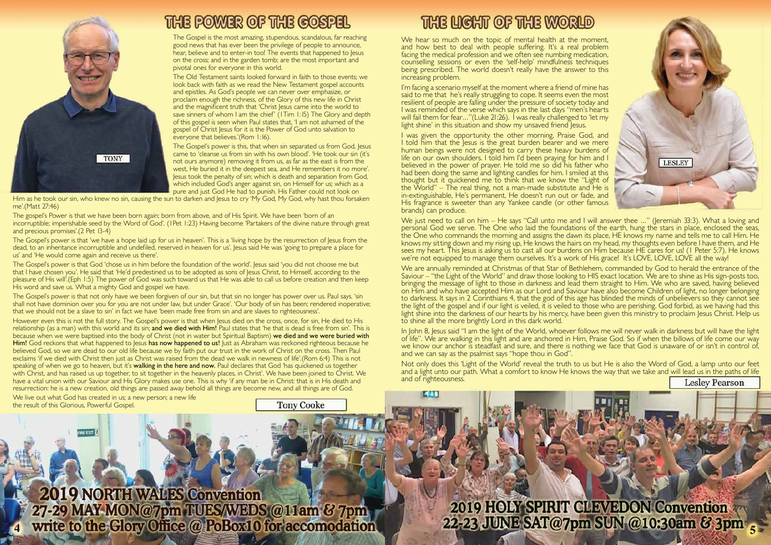# THE POWER OF THE GOSPEL

TONY

The Gospel is the most amazing, stupendous, scandalous, far reaching good news that has ever been the privilege of people to announce, hear, believe and to enter-in too! The events that happened to Jesus on the cross; and in the garden tomb; are the most important and pivotal ones for everyone in this world.

The Old Testament saints looked forward in faith to those events; we look back with faith as we read the New Testament gospel accounts and epistles. As God's people we can never over emphasize, or proclaim enough the richness, of the Glory of this new life in Christ and the magnificent truth that 'Christ Jesus came into the world to save sinners of whom I am the chief' (1Tim 1:15) The Glory and depth of this gospel is seen when Paul states that, 'I am not ashamed of the gospel of Christ Jesus for it is the Power of God unto salvation to everyone that believes.'(Rom 1:16).

The Gospel's power is this, that when sin separated us from God, Jesus came to 'cleanse us from sin with his own blood'. 'He took our sin (it's not ours anymore) removing it from us, as far as the east is from the west, He buried it in the deepest sea, and He remembers it no more'. Jesus took the penalty of sin; which is death and separation from God, which included God's anger against sin, on Himself for us; which as a pure and just God He had to punish. His Father could not look on Him as he took our sin, who knew no sin, causing the sun to darken and Jesus to cry 'My God, My God, why hast thou forsaken me'.(Matt 27:46)

The gospel's Power is that we have been born again; born from above, and of His Spirit. We have been 'born of an incorruptible; imperishable seed by the Word of God'. (1Pet 1:23) Having become 'Partakers of the divine nature through great and precious promises'.(2 Pet 13-4)

The Gospel's power is that 'we have a hope laid up for us in heaven'. This is a 'living hope by the resurrection of Jesus from the dead, to an inheritance incorruptible and undefiled, reserved in heaven for us'. Jesus said He was 'going to prepare a place for us' and 'He would come again and receive us there'.

The Gospel's power is that God 'chose us in him before the foundation of the world'. Jesus said 'you did not choose me but that I have chosen you'. He said that 'He'd predestined us to be adopted as sons of Jesus Christ, to Himself, according to the pleasure of His will'.(Eph 1:5) The power of God was such toward us that He was able to call us before creation and then keep His word and save us. What a mighty God and gospel we have.

The Gospel's power is that not only have we been forgiven of our sin, but that sin no longer has power over us. Paul says. 'sin shall not have dominion over you for you are not under law, but under Grace'. 'Our body of sin has been; rendered inoperative; that we should not be a slave to sin' in fact we have 'been made free from sin and are slaves to righteousness'.

However even this is not the full story. The Gospel's power is that when Jesus died on the cross, once, for sin, He died to His relationship (as a man) with this world and its sin; **and we died with Him!** Paul states that 'he that is dead is free from sin'. This is because when we were baptised into the body of Christ (not in water but Spiritual Baptism) **we died and we were buried with Him!** God reckons that what happened to Jesus **has now happened to us!** Just as Abraham was reckoned righteous because he believed God, so we are dead to our old life because we by faith put our trust in the work of Christ on the cross. Then Paul exclaims 'if we died with Christ then just as Christ was raised from the dead we walk in newness of life'.(Rom 6:4) This is not speaking of when we go to heaven, but it's **walking in the here and now.** Paul declares that God 'has quickened us together with Christ, and has raised us up together, to sit together in the heavenly places, in Christ'. We have been joined to Christ. We have a vital union with our Saviour and His Glory makes use one. This is why 'if any man be in Christ: that is in His death and resurrection: he is a new creation, old things are passed away behold all things are become new, and all things are of God.

We live out what God has created in us; a new person; a new life the result of this Glorious, Powerful Gospel.

Tony Cooke

# THE LIGHT OF THE WORLD

LESLEY

We hear so much on the topic of mental health at the moment, and how best to deal with people suffering. It's a real problem facing the medical profession and we often see numbing medication, counselling sessions or even the 'self-help' mindfulness techniques being prescribed. The world doesn't really have the answer to this increasing problem.

I'm facing a scenario myself at the moment where a friend of mine has said to me that he's really struggling to cope. It seems even the most resilient of people are falling under the pressure of society today and I was reminded of the verse which says in the last days "men's hearts will fail them for fear…"(Luke 21:26). I was really challenged to 'let my light shine' in this situation and show my unsaved friend Jesus.

I was given the opportunity the other morning, Praise God, and I told him that the Jesus is the great burden bearer and we mere human beings were not designed to carry these heavy burdens of life on our own shoulders. I told him I'd been praying for him and I believed in the power of prayer. He told me so did his father who had been doing the same and lighting candles for him. I smiled at this thought but it quickened me to think that we know the "Light of the World" – The real thing, not a man-made substitute and He is in-extinguishable, He's permanent, He doesn't run out or fade, and His fragrance is sweeter than any Yankee candle (or other famous brands) can produce.

We just need to call on him – He says "Call unto me and I will answer thee …" (Jeremiah 33:3). What a loving and personal God we serve. The One who laid the foundations of the earth, hung the stars in place, enclosed the seas, the One who commands the morning and assigns the dawn its place, HE knows my name and tells me to call Him. He knows my sitting down and my rising up, He knows the hairs on my head, my thoughts even before I have them, and He sees my heart. This Jesus is asking us to cast all our burdens on Him because HE cares for us! (1 Peter 5:7). He knows we're not equipped to manage them ourselves. It's a work of His grace! It's LOVE, LOVE, LOVE all the way!

We are annually reminded at Christmas of that Star of Bethlehem, commanded by God to herald the entrance of the Saviour – "the Light of the World" and draw those looking to HIS exact location. We are to shine as His sign-posts too, bringing the message of light to those in darkness and lead them straight to Him. We who are saved, having believed on Him and who have accepted Him as our Lord and Saviour have also become Children of light, no longer belonging to darkness. It says in 2 Corinthians 4, that the god of this age has blinded the minds of unbelievers so they cannot see the light of the gospel and if our light is veiled, it is veiled to those who are perishing. God forbid, as we having had this light shine into the darkness of our hearts by his mercy, have been given this ministry to proclaim Jesus Christ. Help us to shine all the more brightly Lord in this dark world.

In John 8, Jesus said "I am the light of the World, whoever follows me will never walk in darkness but will have the light of life". We are walking in this light and are anchored in Him, Praise God. So if when the billows of life come our way we know our anchor is steadfast and sure, and there is nothing we face that God is unaware of or isn't in control of, and we can say as the psalmist says "hope thou in God".

Not only does this 'Light of the World' reveal the truth to us but He is also the Word of God, a lamp unto our feet and a light unto our path. What a comfort to know He knows the way that we take and will lead us in the paths of life and of righteousness.

Lesley Pearson

**2019 NORTH WALES Convention**
**27-29 MAY MON@7pm TUES/WEDS @11am & 7pm**
**write to the Glory Office @ PoBox10 for accomodation**

**2019 HOLY SPIRIT CLEVEDON Convention**
**22-23 JUNE SAT@7pm SUN @10:30am & 3pm**